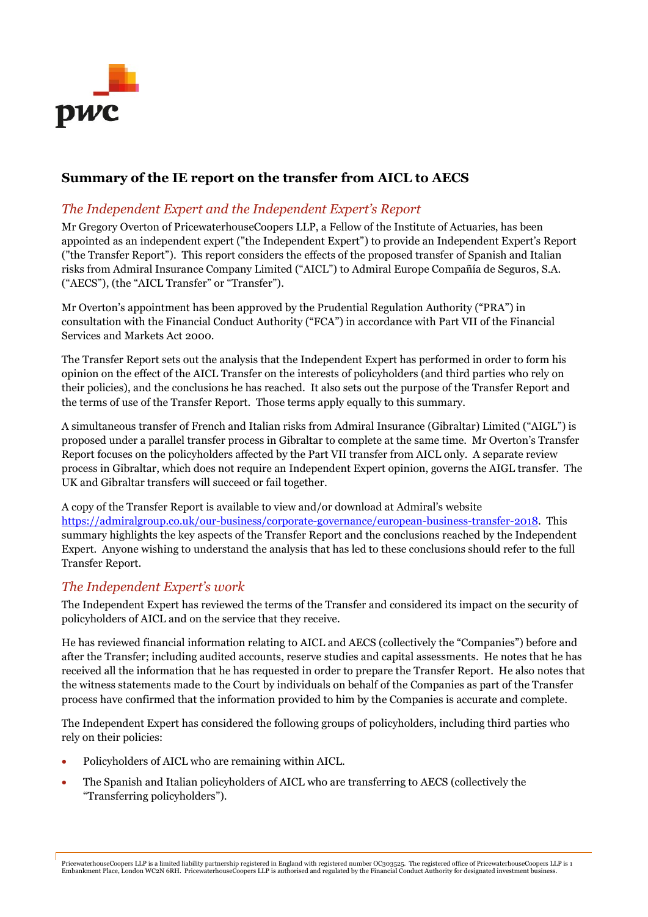## Summary of the IE report on the transfer from AICL to AECS

### *The Independent Expert and the Independent Expert's Report*

Mr Gregory Overton of PricewaterhouseCoopers LLP, a Fellow of the Institute of Actuaries, has been appointed as an independent expert ("the Independent Expert") to provide an Independent Expert's Report ("the Transfer Report"). This report considers the effects of the proposed transfer of Spanish and Italian risks from Admiral Insurance Company Limited ("AICL") to Admiral Europe Compañía de Seguros, S.A. ("AECS"), (the "AICL Transfer" or "Transfer").

Mr Overton's appointment has been approved by the Prudential Regulation Authority ("PRA") in consultation with the Financial Conduct Authority ("FCA") in accordance with Part VII of the Financial Services and Markets Act 2000.

The Transfer Report sets out the analysis that the Independent Expert has performed in order to form his opinion on the effect of the AICL Transfer on the interests of policyholders (and third parties who rely on their policies), and the conclusions he has reached. It also sets out the purpose of the Transfer Report and the terms of use of the Transfer Report. Those terms apply equally to this summary.

A simultaneous transfer of French and Italian risks from Admiral Insurance (Gibraltar) Limited ("AIGL") is proposed under a parallel transfer process in Gibraltar to complete at the same time. Mr Overton's Transfer Report focuses on the policyholders affected by the Part VII transfer from AICL only. A separate review process in Gibraltar, which does not require an Independent Expert opinion, governs the AIGL transfer. The UK and Gibraltar transfers will succeed or fail together.

A copy of the Transfer Report is available to view and/or download at Admiral's website https://admiralgroup.co.uk/our-business/corporate-governance/european-business-transfer-2018. This summary highlights the key aspects of the Transfer Report and the conclusions reached by the Independent Expert. Anyone wishing to understand the analysis that has led to these conclusions should refer to the full Transfer Report.

### *The Independent Expert's work*

The Independent Expert has reviewed the terms of the Transfer and considered its impact on the security of policyholders of AICL and on the service that they receive.

He has reviewed financial information relating to AICL and AECS (collectively the "Companies") before and after the Transfer; including audited accounts, reserve studies and capital assessments. He notes that he has received all the information that he has requested in order to prepare the Transfer Report. He also notes that the witness statements made to the Court by individuals on behalf of the Companies as part of the Transfer process have confirmed that the information provided to him by the Companies is accurate and complete.

The Independent Expert has considered the following groups of policyholders, including third parties who rely on their policies:

- Policyholders of AICL who are remaining within AICL.
- The Spanish and Italian policyholders of AICL who are transferring to AECS (collectively the "Transferring policyholders").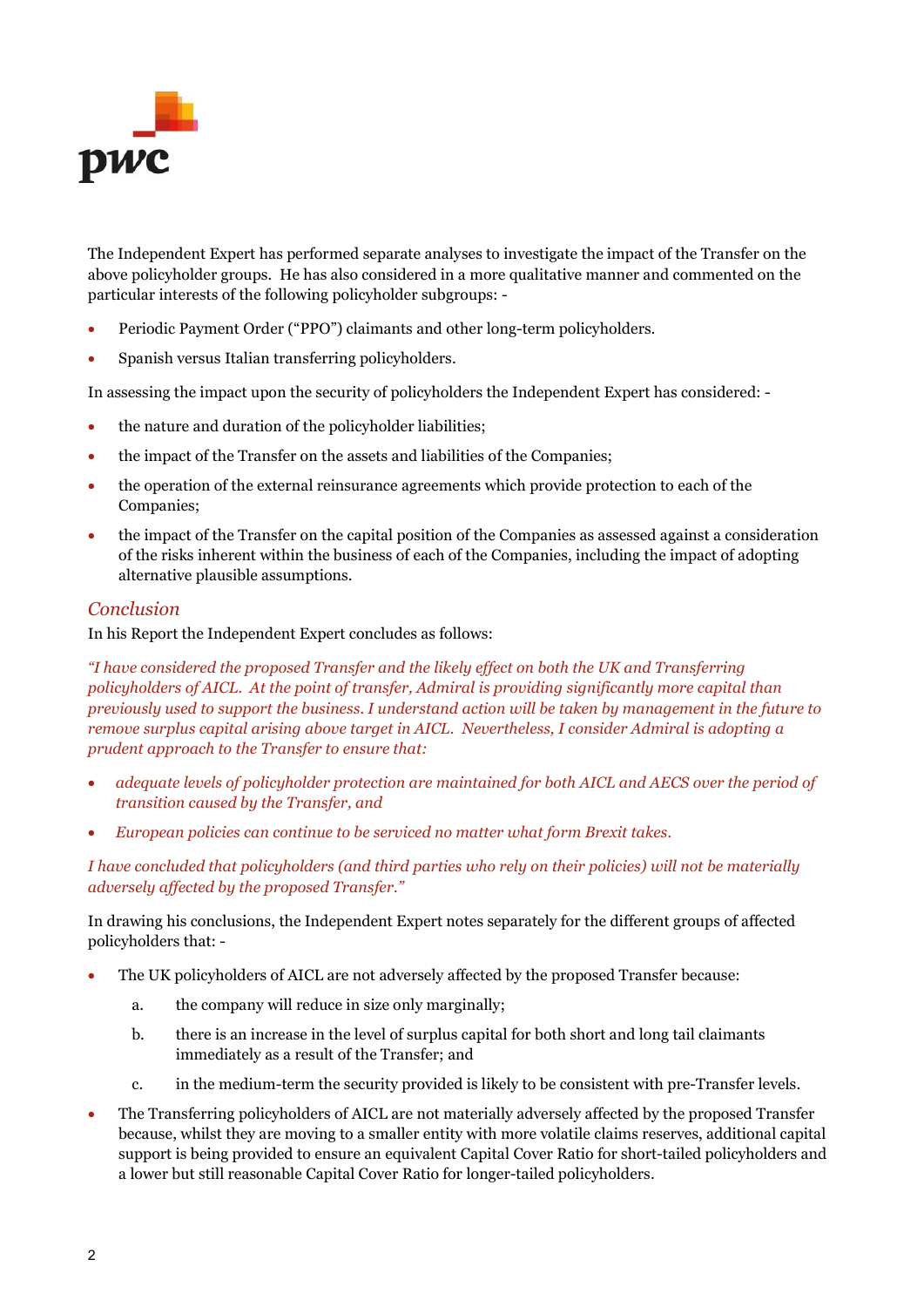The Independent Expert has performed separate analyses to investigate the impact of the Transfer on the above policyholder groups. He has also considered in a more qualitative manner and commented on the particular interests of the following policyholder subgroups: -

- Periodic Payment Order ("PPO") claimants and other long-term policyholders.
- Spanish versus Italian transferring policyholders.

In assessing the impact upon the security of policyholders the Independent Expert has considered: -

- the nature and duration of the policyholder liabilities;
- the impact of the Transfer on the assets and liabilities of the Companies;
- the operation of the external reinsurance agreements which provide protection to each of the Companies;
- the impact of the Transfer on the capital position of the Companies as assessed against a consideration of the risks inherent within the business of each of the Companies, including the impact of adopting alternative plausible assumptions.

## *Conclusion*

In his Report the Independent Expert concludes as follows:

*"I have considered the proposed Transfer and the likely effect on both the UK and Transferring policyholders of AICL. At the point of transfer, Admiral is providing significantly more capital than previously used to support the business. I understand action will be taken by management in the future to remove surplus capital arising above target in AICL. Nevertheless, I consider Admiral is adopting a prudent approach to the Transfer to ensure that:*

- *adequate levels of policyholder protection are maintained for both AICL and AECS over the period of transition caused by the Transfer, and*
- *European policies can continue to be serviced no matter what form Brexit takes.*

*I have concluded that policyholders (and third parties who rely on their policies) will not be materially adversely affected by the proposed Transfer."*

In drawing his conclusions, the Independent Expert notes separately for the different groups of affected policyholders that: -

- The UK policyholders of AICL are not adversely affected by the proposed Transfer because:
  a. the company will reduce in size only marginally;
  b. there is an increase in the level of surplus capital for both short and long tail claimants immediately as a result of the Transfer; and
  c. in the medium-term the security provided is likely to be consistent with pre-Transfer levels.
- The Transferring policyholders of AICL are not materially adversely affected by the proposed Transfer because, whilst they are moving to a smaller entity with more volatile claims reserves, additional capital support is being provided to ensure an equivalent Capital Cover Ratio for short-tailed policyholders and a lower but still reasonable Capital Cover Ratio for longer-tailed policyholders.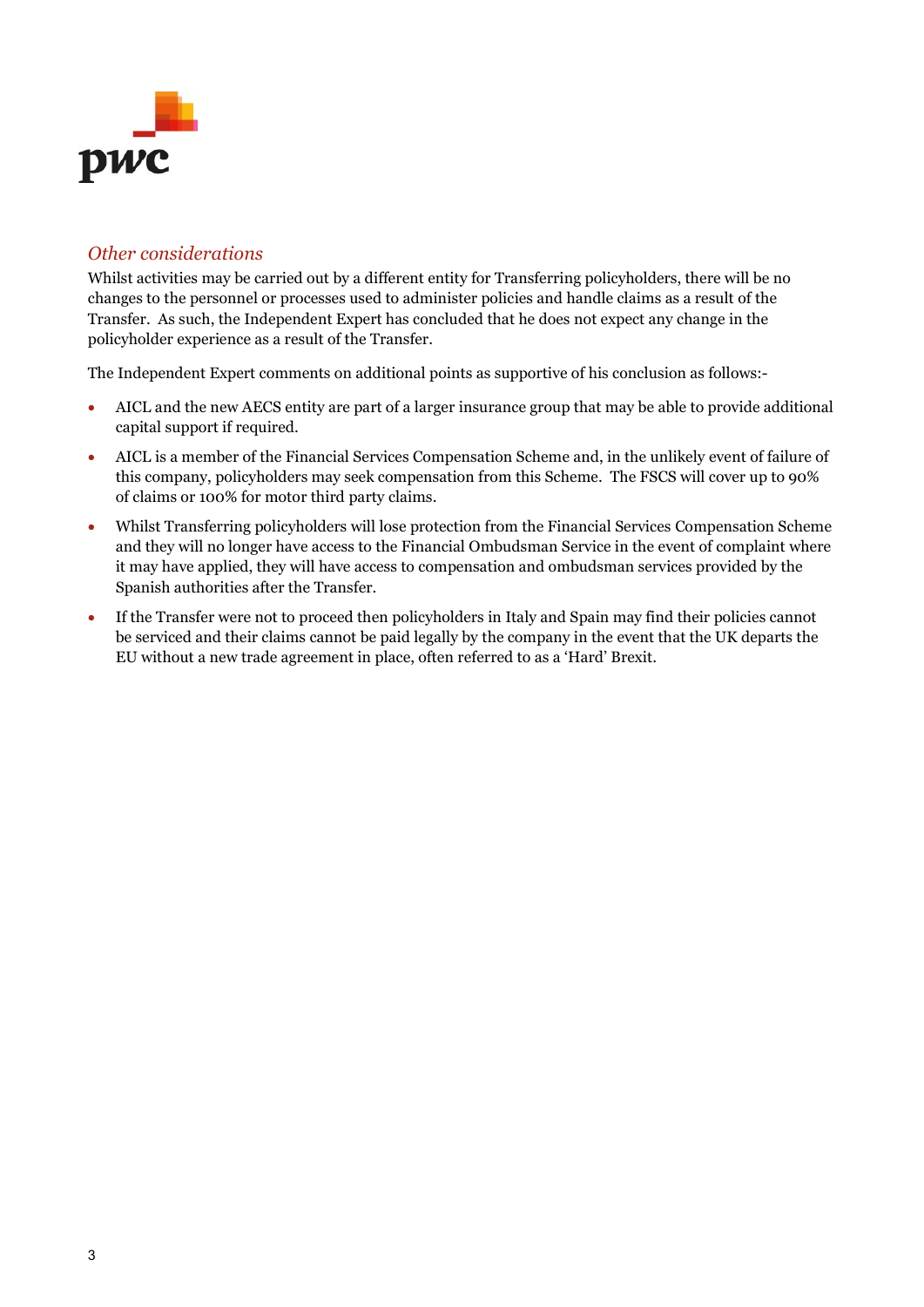*Other considerations*

Whilst activities may be carried out by a different entity for Transferring policyholders, there will be no changes to the personnel or processes used to administer policies and handle claims as a result of the Transfer. As such, the Independent Expert has concluded that he does not expect any change in the policyholder experience as a result of the Transfer.

The Independent Expert comments on additional points as supportive of his conclusion as follows:-

- AICL and the new AECS entity are part of a larger insurance group that may be able to provide additional capital support if required.
- AICL is a member of the Financial Services Compensation Scheme and, in the unlikely event of failure of this company, policyholders may seek compensation from this Scheme. The FSCS will cover up to 90% of claims or 100% for motor third party claims.
- Whilst Transferring policyholders will lose protection from the Financial Services Compensation Scheme and they will no longer have access to the Financial Ombudsman Service in the event of complaint where it may have applied, they will have access to compensation and ombudsman services provided by the Spanish authorities after the Transfer.
- If the Transfer were not to proceed then policyholders in Italy and Spain may find their policies cannot be serviced and their claims cannot be paid legally by the company in the event that the UK departs the EU without a new trade agreement in place, often referred to as a 'Hard' Brexit.